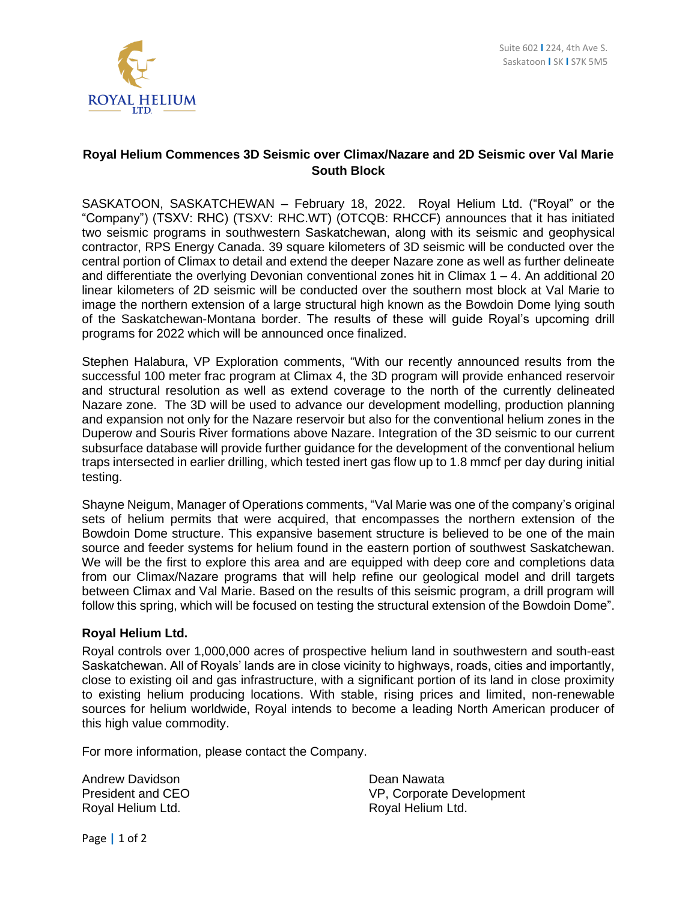ROYAL HELIUM LTD.

Suite 602 | 224, 4th Ave S.
Saskatoon | SK | S7K 5M5

## Royal Helium Commences 3D Seismic over Climax/Nazare and 2D Seismic over Val Marie South Block

SASKATOON, SASKATCHEWAN – February 18, 2022. Royal Helium Ltd. ("Royal" or the "Company") (TSXV: RHC) (TSXV: RHC.WT) (OTCQB: RHCCF) announces that it has initiated two seismic programs in southwestern Saskatchewan, along with its seismic and geophysical contractor, RPS Energy Canada. 39 square kilometers of 3D seismic will be conducted over the central portion of Climax to detail and extend the deeper Nazare zone as well as further delineate and differentiate the overlying Devonian conventional zones hit in Climax 1 – 4. An additional 20 linear kilometers of 2D seismic will be conducted over the southern most block at Val Marie to image the northern extension of a large structural high known as the Bowdoin Dome lying south of the Saskatchewan-Montana border. The results of these will guide Royal's upcoming drill programs for 2022 which will be announced once finalized.

Stephen Halabura, VP Exploration comments, "With our recently announced results from the successful 100 meter frac program at Climax 4, the 3D program will provide enhanced reservoir and structural resolution as well as extend coverage to the north of the currently delineated Nazare zone. The 3D will be used to advance our development modelling, production planning and expansion not only for the Nazare reservoir but also for the conventional helium zones in the Duperow and Souris River formations above Nazare. Integration of the 3D seismic to our current subsurface database will provide further guidance for the development of the conventional helium traps intersected in earlier drilling, which tested inert gas flow up to 1.8 mmcf per day during initial testing.

Shayne Neigum, Manager of Operations comments, "Val Marie was one of the company's original sets of helium permits that were acquired, that encompasses the northern extension of the Bowdoin Dome structure. This expansive basement structure is believed to be one of the main source and feeder systems for helium found in the eastern portion of southwest Saskatchewan. We will be the first to explore this area and are equipped with deep core and completions data from our Climax/Nazare programs that will help refine our geological model and drill targets between Climax and Val Marie. Based on the results of this seismic program, a drill program will follow this spring, which will be focused on testing the structural extension of the Bowdoin Dome".

### Royal Helium Ltd.

Royal controls over 1,000,000 acres of prospective helium land in southwestern and south-east Saskatchewan. All of Royals' lands are in close vicinity to highways, roads, cities and importantly, close to existing oil and gas infrastructure, with a significant portion of its land in close proximity to existing helium producing locations. With stable, rising prices and limited, non-renewable sources for helium worldwide, Royal intends to become a leading North American producer of this high value commodity.

For more information, please contact the Company.

Andrew Davidson
President and CEO
Royal Helium Ltd.

Dean Nawata
VP, Corporate Development
Royal Helium Ltd.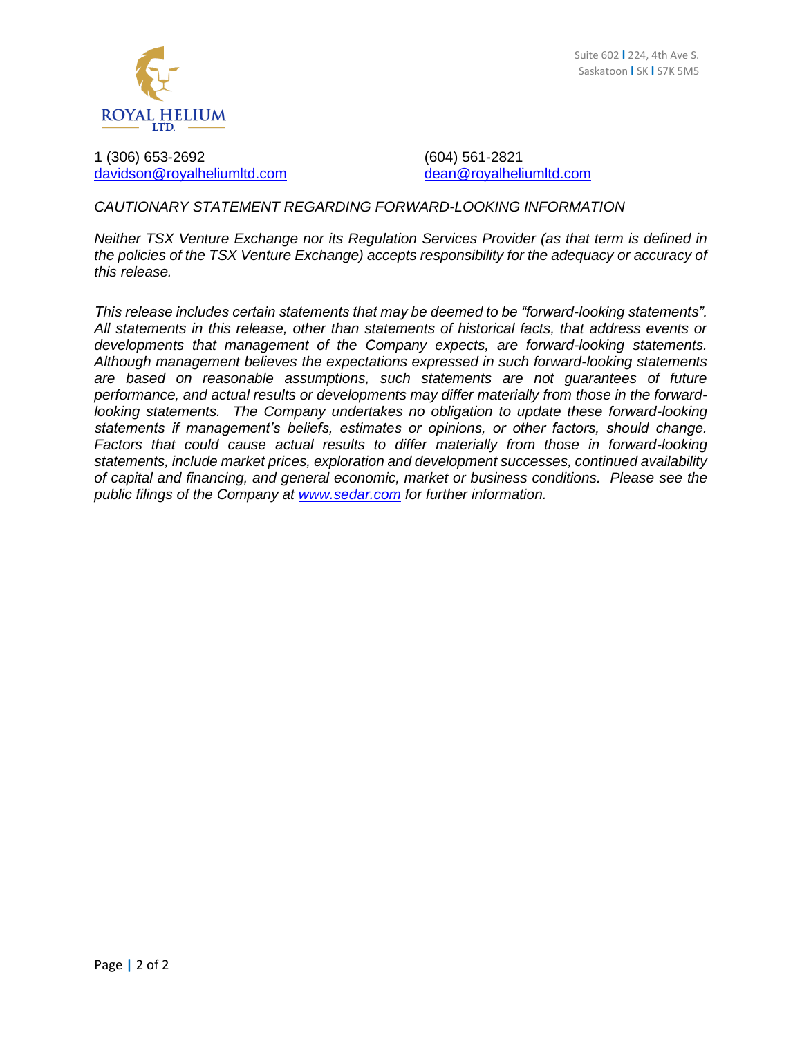1 (306) 653-2692
davidson@royalheliumltd.com

(604) 561-2821
dean@royalheliumltd.com

*CAUTIONARY STATEMENT REGARDING FORWARD-LOOKING INFORMATION*

*Neither TSX Venture Exchange nor its Regulation Services Provider (as that term is defined in the policies of the TSX Venture Exchange) accepts responsibility for the adequacy or accuracy of this release.*

*This release includes certain statements that may be deemed to be "forward-looking statements". All statements in this release, other than statements of historical facts, that address events or developments that management of the Company expects, are forward-looking statements. Although management believes the expectations expressed in such forward-looking statements are based on reasonable assumptions, such statements are not guarantees of future performance, and actual results or developments may differ materially from those in the forward-looking statements. The Company undertakes no obligation to update these forward-looking statements if management's beliefs, estimates or opinions, or other factors, should change. Factors that could cause actual results to differ materially from those in forward-looking statements, include market prices, exploration and development successes, continued availability of capital and financing, and general economic, market or business conditions. Please see the public filings of the Company at www.sedar.com for further information.*